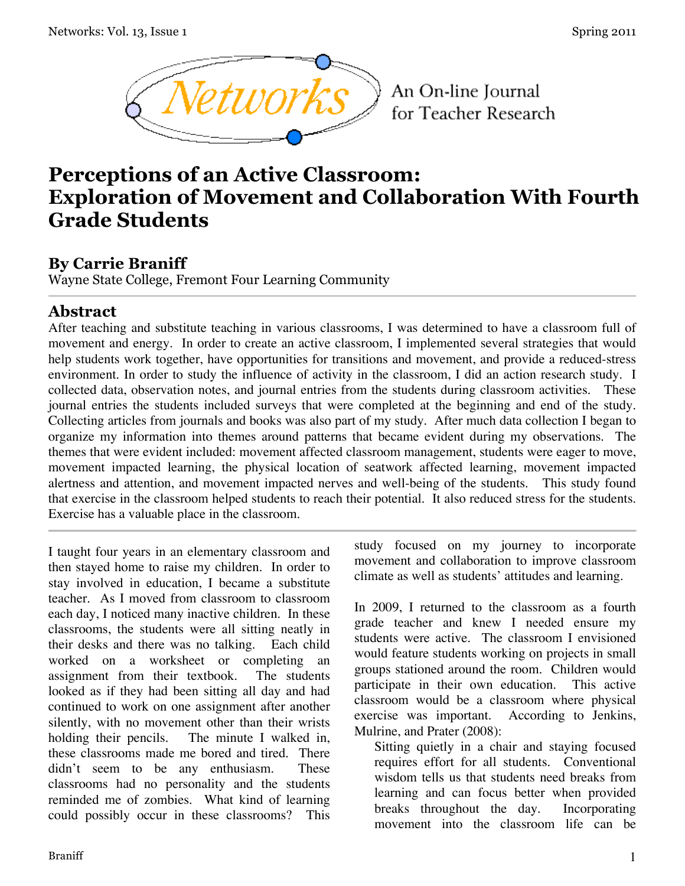# Perceptions of an Active Classroom: Exploration of Movement and Collaboration With Fourth Grade Students

## By Carrie Braniff

Wayne State College, Fremont Four Learning Community

## Abstract

After teaching and substitute teaching in various classrooms, I was determined to have a classroom full of movement and energy. In order to create an active classroom, I implemented several strategies that would help students work together, have opportunities for transitions and movement, and provide a reduced-stress environment. In order to study the influence of activity in the classroom, I did an action research study. I collected data, observation notes, and journal entries from the students during classroom activities. These journal entries the students included surveys that were completed at the beginning and end of the study. Collecting articles from journals and books was also part of my study. After much data collection I began to organize my information into themes around patterns that became evident during my observations. The themes that were evident included: movement affected classroom management, students were eager to move, movement impacted learning, the physical location of seatwork affected learning, movement impacted alertness and attention, and movement impacted nerves and well-being of the students. This study found that exercise in the classroom helped students to reach their potential. It also reduced stress for the students. Exercise has a valuable place in the classroom.

---

I taught four years in an elementary classroom and then stayed home to raise my children. In order to stay involved in education, I became a substitute teacher. As I moved from classroom to classroom each day, I noticed many inactive children. In these classrooms, the students were all sitting neatly in their desks and there was no talking. Each child worked on a worksheet or completing an assignment from their textbook. The students looked as if they had been sitting all day and had continued to work on one assignment after another silently, with no movement other than their wrists holding their pencils. The minute I walked in, these classrooms made me bored and tired. There didn't seem to be any enthusiasm. These classrooms had no personality and the students reminded me of zombies. What kind of learning could possibly occur in these classrooms? This study focused on my journey to incorporate movement and collaboration to improve classroom climate as well as students' attitudes and learning.

In 2009, I returned to the classroom as a fourth grade teacher and knew I needed ensure my students were active. The classroom I envisioned would feature students working on projects in small groups stationed around the room. Children would participate in their own education. This active classroom would be a classroom where physical exercise was important. According to Jenkins, Mulrine, and Prater (2008):

> Sitting quietly in a chair and staying focused requires effort for all students. Conventional wisdom tells us that students need breaks from learning and can focus better when provided breaks throughout the day. Incorporating movement into the classroom life can be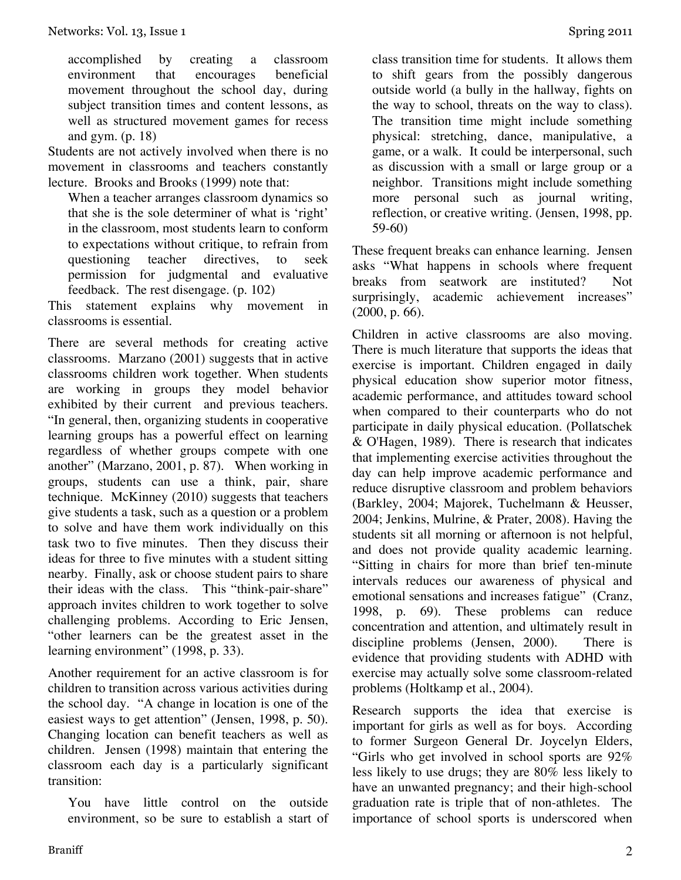> accomplished by creating a classroom environment that encourages beneficial movement throughout the school day, during subject transition times and content lessons, as well as structured movement games for recess and gym. (p. 18)

Students are not actively involved when there is no movement in classrooms and teachers constantly lecture. Brooks and Brooks (1999) note that:

> When a teacher arranges classroom dynamics so that she is the sole determiner of what is 'right' in the classroom, most students learn to conform to expectations without critique, to refrain from questioning teacher directives, to seek permission for judgmental and evaluative feedback. The rest disengage. (p. 102)

This statement explains why movement in classrooms is essential.

There are several methods for creating active classrooms. Marzano (2001) suggests that in active classrooms children work together. When students are working in groups they model behavior exhibited by their current and previous teachers. "In general, then, organizing students in cooperative learning groups has a powerful effect on learning regardless of whether groups compete with one another" (Marzano, 2001, p. 87). When working in groups, students can use a think, pair, share technique. McKinney (2010) suggests that teachers give students a task, such as a question or a problem to solve and have them work individually on this task two to five minutes. Then they discuss their ideas for three to five minutes with a student sitting nearby. Finally, ask or choose student pairs to share their ideas with the class. This "think-pair-share" approach invites children to work together to solve challenging problems. According to Eric Jensen, "other learners can be the greatest asset in the learning environment" (1998, p. 33).

Another requirement for an active classroom is for children to transition across various activities during the school day. "A change in location is one of the easiest ways to get attention" (Jensen, 1998, p. 50). Changing location can benefit teachers as well as children. Jensen (1998) maintain that entering the classroom each day is a particularly significant transition:

> You have little control on the outside environment, so be sure to establish a start of class transition time for students. It allows them to shift gears from the possibly dangerous outside world (a bully in the hallway, fights on the way to school, threats on the way to class). The transition time might include something physical: stretching, dance, manipulative, a game, or a walk. It could be interpersonal, such as discussion with a small or large group or a neighbor. Transitions might include something more personal such as journal writing, reflection, or creative writing. (Jensen, 1998, pp. 59-60)

These frequent breaks can enhance learning. Jensen asks "What happens in schools where frequent breaks from seatwork are instituted? Not surprisingly, academic achievement increases" (2000, p. 66).

Children in active classrooms are also moving. There is much literature that supports the ideas that exercise is important. Children engaged in daily physical education show superior motor fitness, academic performance, and attitudes toward school when compared to their counterparts who do not participate in daily physical education. (Pollatschek & O'Hagen, 1989). There is research that indicates that implementing exercise activities throughout the day can help improve academic performance and reduce disruptive classroom and problem behaviors (Barkley, 2004; Majorek, Tuchelmann & Heusser, 2004; Jenkins, Mulrine, & Prater, 2008). Having the students sit all morning or afternoon is not helpful, and does not provide quality academic learning. "Sitting in chairs for more than brief ten-minute intervals reduces our awareness of physical and emotional sensations and increases fatigue" (Cranz, 1998, p. 69). These problems can reduce concentration and attention, and ultimately result in discipline problems (Jensen, 2000). There is evidence that providing students with ADHD with exercise may actually solve some classroom-related problems (Holtkamp et al., 2004).

Research supports the idea that exercise is important for girls as well as for boys. According to former Surgeon General Dr. Joycelyn Elders, "Girls who get involved in school sports are 92% less likely to use drugs; they are 80% less likely to have an unwanted pregnancy; and their high-school graduation rate is triple that of non-athletes. The importance of school sports is underscored when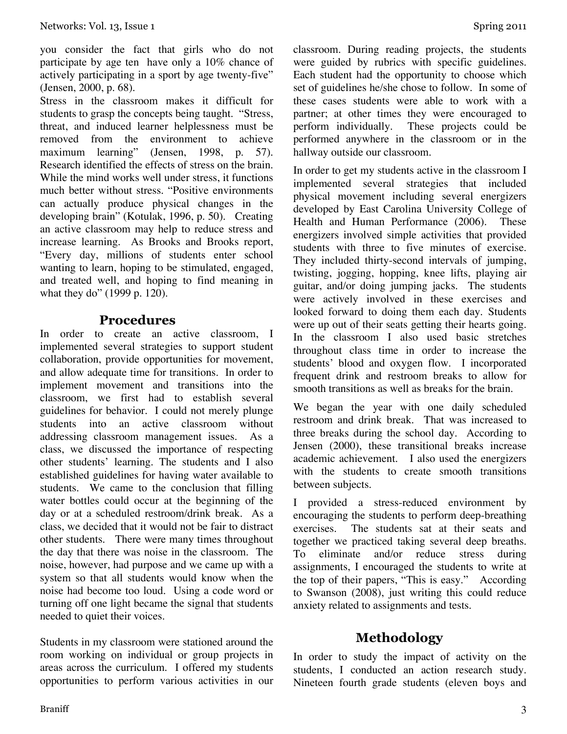you consider the fact that girls who do not participate by age ten have only a 10% chance of actively participating in a sport by age twenty-five" (Jensen, 2000, p. 68).

Stress in the classroom makes it difficult for students to grasp the concepts being taught. "Stress, threat, and induced learner helplessness must be removed from the environment to achieve maximum learning" (Jensen, 1998, p. 57). Research identified the effects of stress on the brain. While the mind works well under stress, it functions much better without stress. "Positive environments can actually produce physical changes in the developing brain" (Kotulak, 1996, p. 50). Creating an active classroom may help to reduce stress and increase learning. As Brooks and Brooks report, "Every day, millions of students enter school wanting to learn, hoping to be stimulated, engaged, and treated well, and hoping to find meaning in what they do" (1999 p. 120).

## Procedures

In order to create an active classroom, I implemented several strategies to support student collaboration, provide opportunities for movement, and allow adequate time for transitions. In order to implement movement and transitions into the classroom, we first had to establish several guidelines for behavior. I could not merely plunge students into an active classroom without addressing classroom management issues. As a class, we discussed the importance of respecting other students' learning. The students and I also established guidelines for having water available to students. We came to the conclusion that filling water bottles could occur at the beginning of the day or at a scheduled restroom/drink break. As a class, we decided that it would not be fair to distract other students. There were many times throughout the day that there was noise in the classroom. The noise, however, had purpose and we came up with a system so that all students would know when the noise had become too loud. Using a code word or turning off one light became the signal that students needed to quiet their voices.

Students in my classroom were stationed around the room working on individual or group projects in areas across the curriculum. I offered my students opportunities to perform various activities in our classroom. During reading projects, the students were guided by rubrics with specific guidelines. Each student had the opportunity to choose which set of guidelines he/she chose to follow. In some of these cases students were able to work with a partner; at other times they were encouraged to perform individually. These projects could be performed anywhere in the classroom or in the hallway outside our classroom.

In order to get my students active in the classroom I implemented several strategies that included physical movement including several energizers developed by East Carolina University College of Health and Human Performance (2006). These energizers involved simple activities that provided students with three to five minutes of exercise. They included thirty-second intervals of jumping, twisting, jogging, hopping, knee lifts, playing air guitar, and/or doing jumping jacks. The students were actively involved in these exercises and looked forward to doing them each day. Students were up out of their seats getting their hearts going. In the classroom I also used basic stretches throughout class time in order to increase the students' blood and oxygen flow. I incorporated frequent drink and restroom breaks to allow for smooth transitions as well as breaks for the brain.

We began the year with one daily scheduled restroom and drink break. That was increased to three breaks during the school day. According to Jensen (2000), these transitional breaks increase academic achievement. I also used the energizers with the students to create smooth transitions between subjects.

I provided a stress-reduced environment by encouraging the students to perform deep-breathing exercises. The students sat at their seats and together we practiced taking several deep breaths. To eliminate and/or reduce stress during assignments, I encouraged the students to write at the top of their papers, "This is easy." According to Swanson (2008), just writing this could reduce anxiety related to assignments and tests.

## Methodology

In order to study the impact of activity on the students, I conducted an action research study. Nineteen fourth grade students (eleven boys and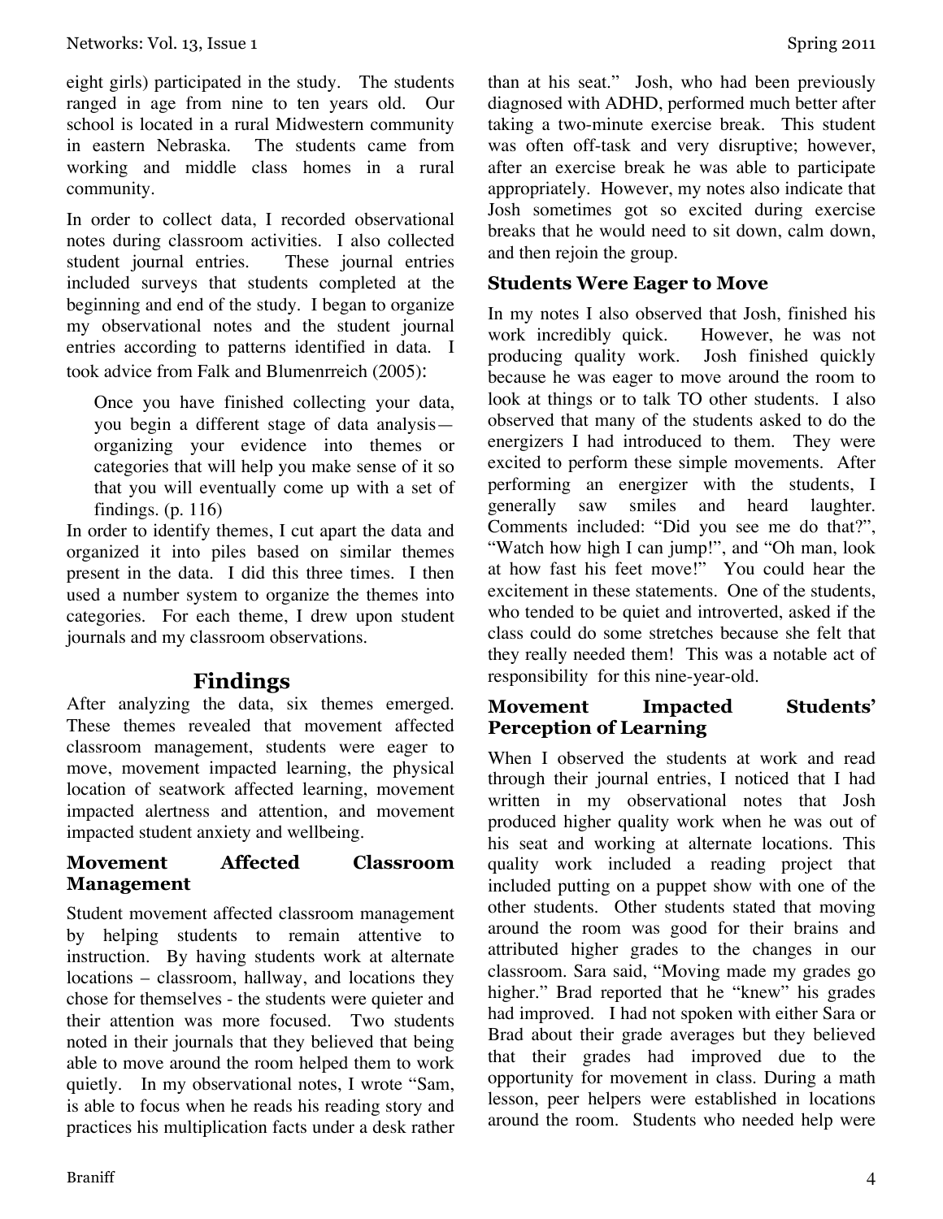eight girls) participated in the study. The students ranged in age from nine to ten years old. Our school is located in a rural Midwestern community in eastern Nebraska. The students came from working and middle class homes in a rural community.

In order to collect data, I recorded observational notes during classroom activities. I also collected student journal entries. These journal entries included surveys that students completed at the beginning and end of the study. I began to organize my observational notes and the student journal entries according to patterns identified in data. I took advice from Falk and Blumenrreich (2005):

> Once you have finished collecting your data, you begin a different stage of data analysis—organizing your evidence into themes or categories that will help you make sense of it so that you will eventually come up with a set of findings. (p. 116)

In order to identify themes, I cut apart the data and organized it into piles based on similar themes present in the data. I did this three times. I then used a number system to organize the themes into categories. For each theme, I drew upon student journals and my classroom observations.

## Findings

After analyzing the data, six themes emerged. These themes revealed that movement affected classroom management, students were eager to move, movement impacted learning, the physical location of seatwork affected learning, movement impacted alertness and attention, and movement impacted student anxiety and wellbeing.

### Movement Affected Classroom Management

Student movement affected classroom management by helping students to remain attentive to instruction. By having students work at alternate locations – classroom, hallway, and locations they chose for themselves - the students were quieter and their attention was more focused. Two students noted in their journals that they believed that being able to move around the room helped them to work quietly. In my observational notes, I wrote "Sam, is able to focus when he reads his reading story and practices his multiplication facts under a desk rather than at his seat." Josh, who had been previously diagnosed with ADHD, performed much better after taking a two-minute exercise break. This student was often off-task and very disruptive; however, after an exercise break he was able to participate appropriately. However, my notes also indicate that Josh sometimes got so excited during exercise breaks that he would need to sit down, calm down, and then rejoin the group.

### Students Were Eager to Move

In my notes I also observed that Josh, finished his work incredibly quick. However, he was not producing quality work. Josh finished quickly because he was eager to move around the room to look at things or to talk TO other students. I also observed that many of the students asked to do the energizers I had introduced to them. They were excited to perform these simple movements. After performing an energizer with the students, I generally saw smiles and heard laughter. Comments included: "Did you see me do that?", "Watch how high I can jump!", and "Oh man, look at how fast his feet move!" You could hear the excitement in these statements. One of the students, who tended to be quiet and introverted, asked if the class could do some stretches because she felt that they really needed them! This was a notable act of responsibility for this nine-year-old.

### Movement Impacted Students' Perception of Learning

When I observed the students at work and read through their journal entries, I noticed that I had written in my observational notes that Josh produced higher quality work when he was out of his seat and working at alternate locations. This quality work included a reading project that included putting on a puppet show with one of the other students. Other students stated that moving around the room was good for their brains and attributed higher grades to the changes in our classroom. Sara said, "Moving made my grades go higher." Brad reported that he "knew" his grades had improved. I had not spoken with either Sara or Brad about their grade averages but they believed that their grades had improved due to the opportunity for movement in class. During a math lesson, peer helpers were established in locations around the room. Students who needed help were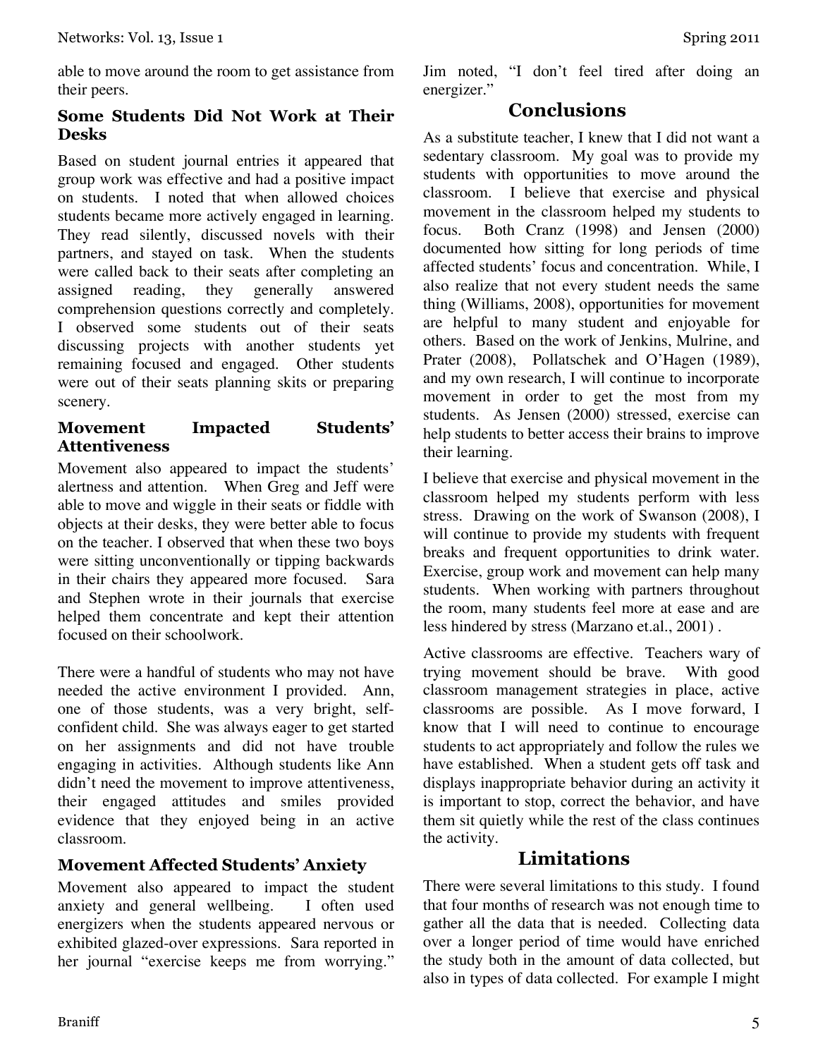able to move around the room to get assistance from their peers.

### Some Students Did Not Work at Their Desks

Based on student journal entries it appeared that group work was effective and had a positive impact on students. I noted that when allowed choices students became more actively engaged in learning. They read silently, discussed novels with their partners, and stayed on task. When the students were called back to their seats after completing an assigned reading, they generally answered comprehension questions correctly and completely. I observed some students out of their seats discussing projects with another students yet remaining focused and engaged. Other students were out of their seats planning skits or preparing scenery.

### Movement Impacted Students' Attentiveness

Movement also appeared to impact the students' alertness and attention. When Greg and Jeff were able to move and wiggle in their seats or fiddle with objects at their desks, they were better able to focus on the teacher. I observed that when these two boys were sitting unconventionally or tipping backwards in their chairs they appeared more focused. Sara and Stephen wrote in their journals that exercise helped them concentrate and kept their attention focused on their schoolwork.

There were a handful of students who may not have needed the active environment I provided. Ann, one of those students, was a very bright, self-confident child. She was always eager to get started on her assignments and did not have trouble engaging in activities. Although students like Ann didn't need the movement to improve attentiveness, their engaged attitudes and smiles provided evidence that they enjoyed being in an active classroom.

### Movement Affected Students' Anxiety

Movement also appeared to impact the student anxiety and general wellbeing. I often used energizers when the students appeared nervous or exhibited glazed-over expressions. Sara reported in her journal "exercise keeps me from worrying." Jim noted, "I don't feel tired after doing an energizer."

## Conclusions

As a substitute teacher, I knew that I did not want a sedentary classroom. My goal was to provide my students with opportunities to move around the classroom. I believe that exercise and physical movement in the classroom helped my students to focus. Both Cranz (1998) and Jensen (2000) documented how sitting for long periods of time affected students' focus and concentration. While, I also realize that not every student needs the same thing (Williams, 2008), opportunities for movement are helpful to many student and enjoyable for others. Based on the work of Jenkins, Mulrine, and Prater (2008), Pollatschek and O'Hagen (1989), and my own research, I will continue to incorporate movement in order to get the most from my students. As Jensen (2000) stressed, exercise can help students to better access their brains to improve their learning.

I believe that exercise and physical movement in the classroom helped my students perform with less stress. Drawing on the work of Swanson (2008), I will continue to provide my students with frequent breaks and frequent opportunities to drink water. Exercise, group work and movement can help many students. When working with partners throughout the room, many students feel more at ease and are less hindered by stress (Marzano et.al., 2001) .

Active classrooms are effective. Teachers wary of trying movement should be brave. With good classroom management strategies in place, active classrooms are possible. As I move forward, I know that I will need to continue to encourage students to act appropriately and follow the rules we have established. When a student gets off task and displays inappropriate behavior during an activity it is important to stop, correct the behavior, and have them sit quietly while the rest of the class continues the activity.

## Limitations

There were several limitations to this study. I found that four months of research was not enough time to gather all the data that is needed. Collecting data over a longer period of time would have enriched the study both in the amount of data collected, but also in types of data collected. For example I might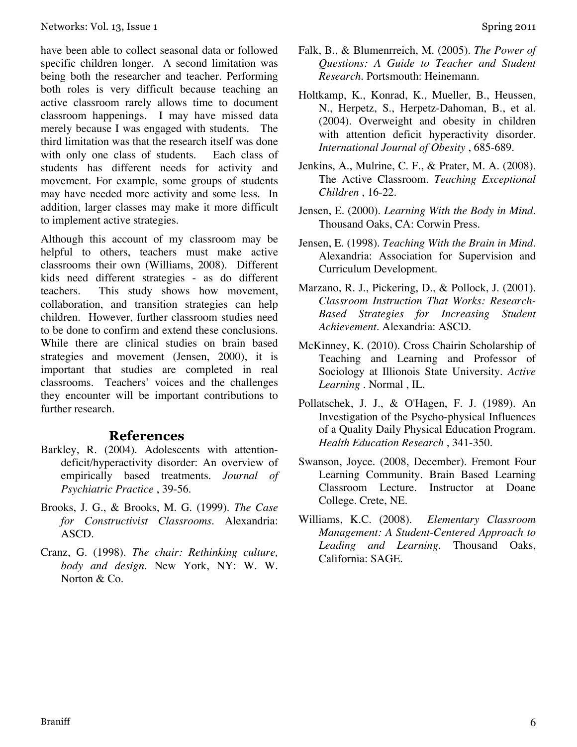have been able to collect seasonal data or followed specific children longer. A second limitation was being both the researcher and teacher. Performing both roles is very difficult because teaching an active classroom rarely allows time to document classroom happenings. I may have missed data merely because I was engaged with students. The third limitation was that the research itself was done with only one class of students. Each class of students has different needs for activity and movement. For example, some groups of students may have needed more activity and some less. In addition, larger classes may make it more difficult to implement active strategies.

Although this account of my classroom may be helpful to others, teachers must make active classrooms their own (Williams, 2008). Different kids need different strategies - as do different teachers. This study shows how movement, collaboration, and transition strategies can help children. However, further classroom studies need to be done to confirm and extend these conclusions. While there are clinical studies on brain based strategies and movement (Jensen, 2000), it is important that studies are completed in real classrooms. Teachers' voices and the challenges they encounter will be important contributions to further research.

## References

Barkley, R. (2004). Adolescents with attention-deficit/hyperactivity disorder: An overview of empirically based treatments. *Journal of Psychiatric Practice* , 39-56.

Brooks, J. G., & Brooks, M. G. (1999). *The Case for Constructivist Classrooms*. Alexandria: ASCD.

Cranz, G. (1998). *The chair: Rethinking culture, body and design*. New York, NY: W. W. Norton & Co.

Falk, B., & Blumenrreich, M. (2005). *The Power of Questions: A Guide to Teacher and Student Research*. Portsmouth: Heinemann.

Holtkamp, K., Konrad, K., Mueller, B., Heussen, N., Herpetz, S., Herpetz-Dahoman, B., et al. (2004). Overweight and obesity in children with attention deficit hyperactivity disorder. *International Journal of Obesity* , 685-689.

Jenkins, A., Mulrine, C. F., & Prater, M. A. (2008). The Active Classroom. *Teaching Exceptional Children* , 16-22.

Jensen, E. (2000). *Learning With the Body in Mind*. Thousand Oaks, CA: Corwin Press.

Jensen, E. (1998). *Teaching With the Brain in Mind*. Alexandria: Association for Supervision and Curriculum Development.

Marzano, R. J., Pickering, D., & Pollock, J. (2001). *Classroom Instruction That Works: Research-Based Strategies for Increasing Student Achievement*. Alexandria: ASCD.

McKinney, K. (2010). Cross Chairin Scholarship of Teaching and Learning and Professor of Sociology at Illionois State University. *Active Learning* . Normal , IL.

Pollatschek, J. J., & O'Hagen, F. J. (1989). An Investigation of the Psycho-physical Influences of a Quality Daily Physical Education Program. *Health Education Research* , 341-350.

Swanson, Joyce. (2008, December). Fremont Four Learning Community. Brain Based Learning Classroom Lecture. Instructor at Doane College. Crete, NE.

Williams, K.C. (2008). *Elementary Classroom Management: A Student-Centered Approach to Leading and Learning*. Thousand Oaks, California: SAGE.